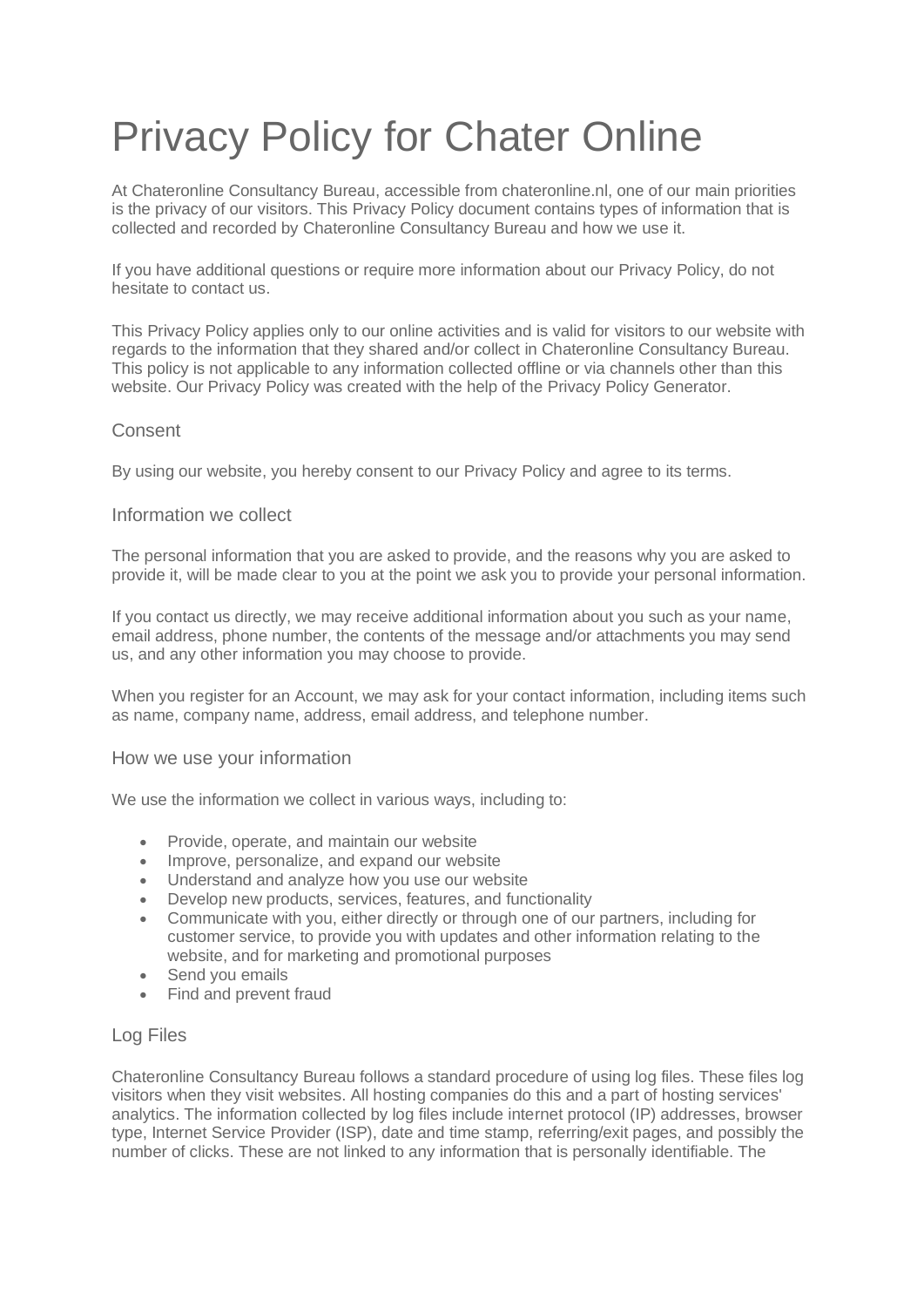# Privacy Policy for Chater Online

At Chateronline Consultancy Bureau, accessible from chateronline.nl, one of our main priorities is the privacy of our visitors. This Privacy Policy document contains types of information that is collected and recorded by Chateronline Consultancy Bureau and how we use it.

If you have additional questions or require more information about our Privacy Policy, do not hesitate to contact us.

This Privacy Policy applies only to our online activities and is valid for visitors to our website with regards to the information that they shared and/or collect in Chateronline Consultancy Bureau. This policy is not applicable to any information collected offline or via channels other than this website. Our Privacy Policy was created with the help of the Privacy Policy Generator.

## Consent

By using our website, you hereby consent to our Privacy Policy and agree to its terms.

## Information we collect

The personal information that you are asked to provide, and the reasons why you are asked to provide it, will be made clear to you at the point we ask you to provide your personal information.

If you contact us directly, we may receive additional information about you such as your name, email address, phone number, the contents of the message and/or attachments you may send us, and any other information you may choose to provide.

When you register for an Account, we may ask for your contact information, including items such as name, company name, address, email address, and telephone number.

## How we use your information

We use the information we collect in various ways, including to:

- Provide, operate, and maintain our website
- Improve, personalize, and expand our website
- Understand and analyze how you use our website
- Develop new products, services, features, and functionality
- Communicate with you, either directly or through one of our partners, including for customer service, to provide you with updates and other information relating to the website, and for marketing and promotional purposes
- Send you emails
- Find and prevent fraud

## Log Files

Chateronline Consultancy Bureau follows a standard procedure of using log files. These files log visitors when they visit websites. All hosting companies do this and a part of hosting services' analytics. The information collected by log files include internet protocol (IP) addresses, browser type, Internet Service Provider (ISP), date and time stamp, referring/exit pages, and possibly the number of clicks. These are not linked to any information that is personally identifiable. The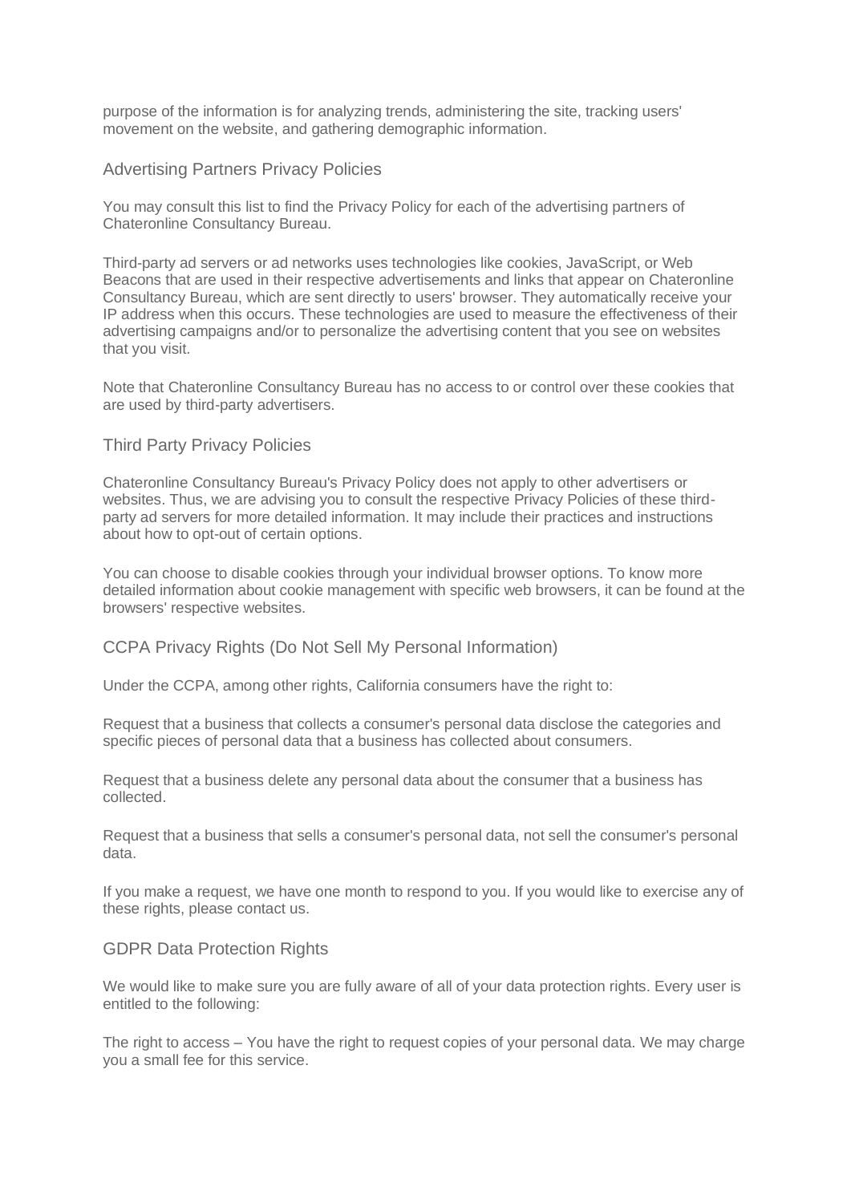purpose of the information is for analyzing trends, administering the site, tracking users' movement on the website, and gathering demographic information.

## Advertising Partners Privacy Policies

You may consult this list to find the Privacy Policy for each of the advertising partners of Chateronline Consultancy Bureau.

Third-party ad servers or ad networks uses technologies like cookies, JavaScript, or Web Beacons that are used in their respective advertisements and links that appear on Chateronline Consultancy Bureau, which are sent directly to users' browser. They automatically receive your IP address when this occurs. These technologies are used to measure the effectiveness of their advertising campaigns and/or to personalize the advertising content that you see on websites that you visit.

Note that Chateronline Consultancy Bureau has no access to or control over these cookies that are used by third-party advertisers.

## Third Party Privacy Policies

Chateronline Consultancy Bureau's Privacy Policy does not apply to other advertisers or websites. Thus, we are advising you to consult the respective Privacy Policies of these third-party ad servers for more detailed information. It may include their practices and instructions about how to opt-out of certain options.

You can choose to disable cookies through your individual browser options. To know more detailed information about cookie management with specific web browsers, it can be found at the browsers' respective websites.

## CCPA Privacy Rights (Do Not Sell My Personal Information)

Under the CCPA, among other rights, California consumers have the right to:

Request that a business that collects a consumer's personal data disclose the categories and specific pieces of personal data that a business has collected about consumers.

Request that a business delete any personal data about the consumer that a business has collected.

Request that a business that sells a consumer's personal data, not sell the consumer's personal data.

If you make a request, we have one month to respond to you. If you would like to exercise any of these rights, please contact us.

## GDPR Data Protection Rights

We would like to make sure you are fully aware of all of your data protection rights. Every user is entitled to the following:

The right to access – You have the right to request copies of your personal data. We may charge you a small fee for this service.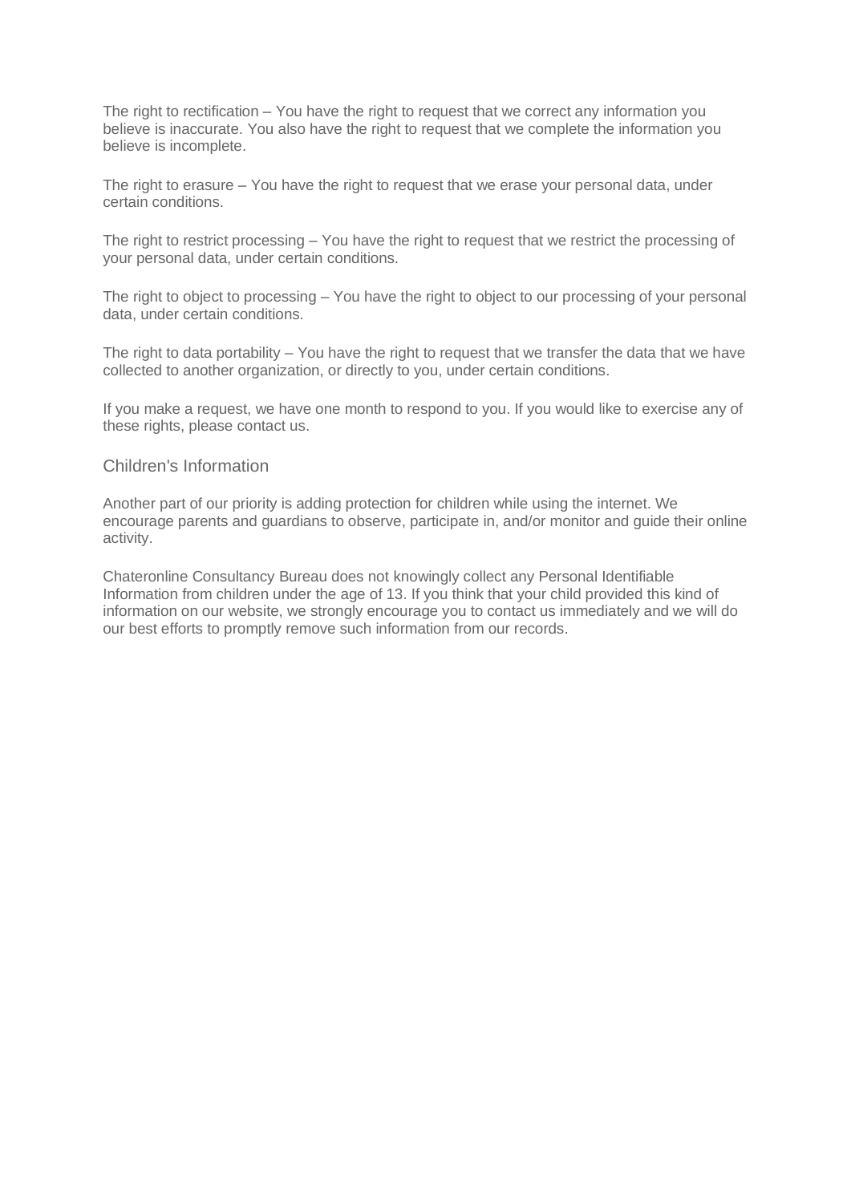The right to rectification – You have the right to request that we correct any information you believe is inaccurate. You also have the right to request that we complete the information you believe is incomplete.

The right to erasure – You have the right to request that we erase your personal data, under certain conditions.

The right to restrict processing – You have the right to request that we restrict the processing of your personal data, under certain conditions.

The right to object to processing – You have the right to object to our processing of your personal data, under certain conditions.

The right to data portability – You have the right to request that we transfer the data that we have collected to another organization, or directly to you, under certain conditions.

If you make a request, we have one month to respond to you. If you would like to exercise any of these rights, please contact us.

## Children's Information

Another part of our priority is adding protection for children while using the internet. We encourage parents and guardians to observe, participate in, and/or monitor and guide their online activity.

Chateronline Consultancy Bureau does not knowingly collect any Personal Identifiable Information from children under the age of 13. If you think that your child provided this kind of information on our website, we strongly encourage you to contact us immediately and we will do our best efforts to promptly remove such information from our records.